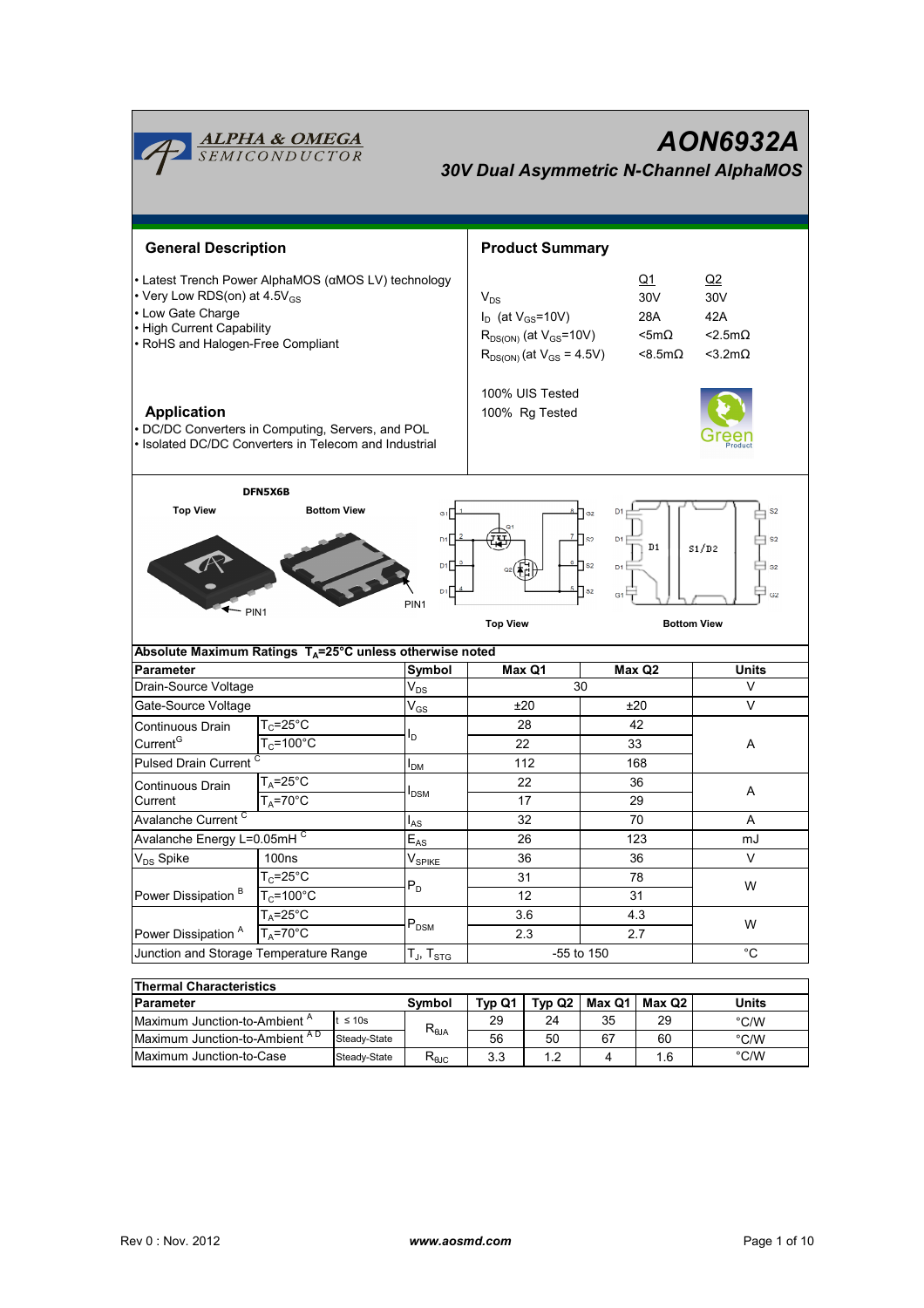# AON6932A

## 30V Dual Asymmetric N-Channel AlphaMOS

## General Description

- Latest Trench Power AlphaMOS (αMOS LV) technology
- Very Low RDS(on) at 4.5$V_{GS}$
- Low Gate Charge
- High Current Capability
- RoHS and Halogen-Free Compliant

## Application

- DC/DC Converters in Computing, Servers, and POL
- Isolated DC/DC Converters in Telecom and Industrial

## Product Summary

| | Q1 | Q2 |
|---|---|---|
| $V_{DS}$ | 30V | 30V |
| $I_D$ (at $V_{GS}$=10V) | 28A | 42A |
| $R_{DS(ON)}$ (at $V_{GS}$=10V) | <5mΩ | <2.5mΩ |
| $R_{DS(ON)}$ (at $V_{GS}$ = 4.5V) | <8.5mΩ | <3.2mΩ |

100% UIS Tested
100% Rg Tested

DFN5X6B

Top View | Bottom View | PIN1

Top View | Bottom View

## Absolute Maximum Ratings $T_A$=25°C unless otherwise noted

| Parameter | | Symbol | Max Q1 | Max Q2 | Units |
|---|---|---|---|---|---|
| Drain-Source Voltage | | $V_{DS}$ | 30 | | V |
| Gate-Source Voltage | | $V_{GS}$ | ±20 | ±20 | V |
| Continuous Drain Current[G] | $T_C$=25°C | $I_D$ | 28 | 42 | A |
| | $T_C$=100°C | | 22 | 33 | |
| Pulsed Drain Current [C] | | $I_{DM}$ | 112 | 168 | |
| Continuous Drain Current | $T_A$=25°C | $I_{DSM}$ | 22 | 36 | A |
| | $T_A$=70°C | | 17 | 29 | |
| Avalanche Current [C] | | $I_{AS}$ | 32 | 70 | A |
| Avalanche Energy L=0.05mH [C] | | $E_{AS}$ | 26 | 123 | mJ |
| $V_{DS}$ Spike | 100ns | $V_{SPIKE}$ | 36 | 36 | V |
| Power Dissipation [B] | $T_C$=25°C | $P_D$ | 31 | 78 | W |
| | $T_C$=100°C | | 12 | 31 | |
| Power Dissipation [A] | $T_A$=25°C | $P_{DSM}$ | 3.6 | 4.3 | W |
| | $T_A$=70°C | | 2.3 | 2.7 | |
| Junction and Storage Temperature Range | | $T_J$, $T_{STG}$ | -55 to 150 | | °C |

## Thermal Characteristics

| Parameter | | Symbol | Typ Q1 | Typ Q2 | Max Q1 | Max Q2 | Units |
|---|---|---|---|---|---|---|---|
| Maximum Junction-to-Ambient [A] | t ≤ 10s | $R_{\theta JA}$ | 29 | 24 | 35 | 29 | °C/W |
| Maximum Junction-to-Ambient [A D] | Steady-State | | 56 | 50 | 67 | 60 | °C/W |
| Maximum Junction-to-Case | Steady-State | $R_{\theta JC}$ | 3.3 | 1.2 | 4 | 1.6 | °C/W |

Rev 0 : Nov. 2012 www.aosmd.com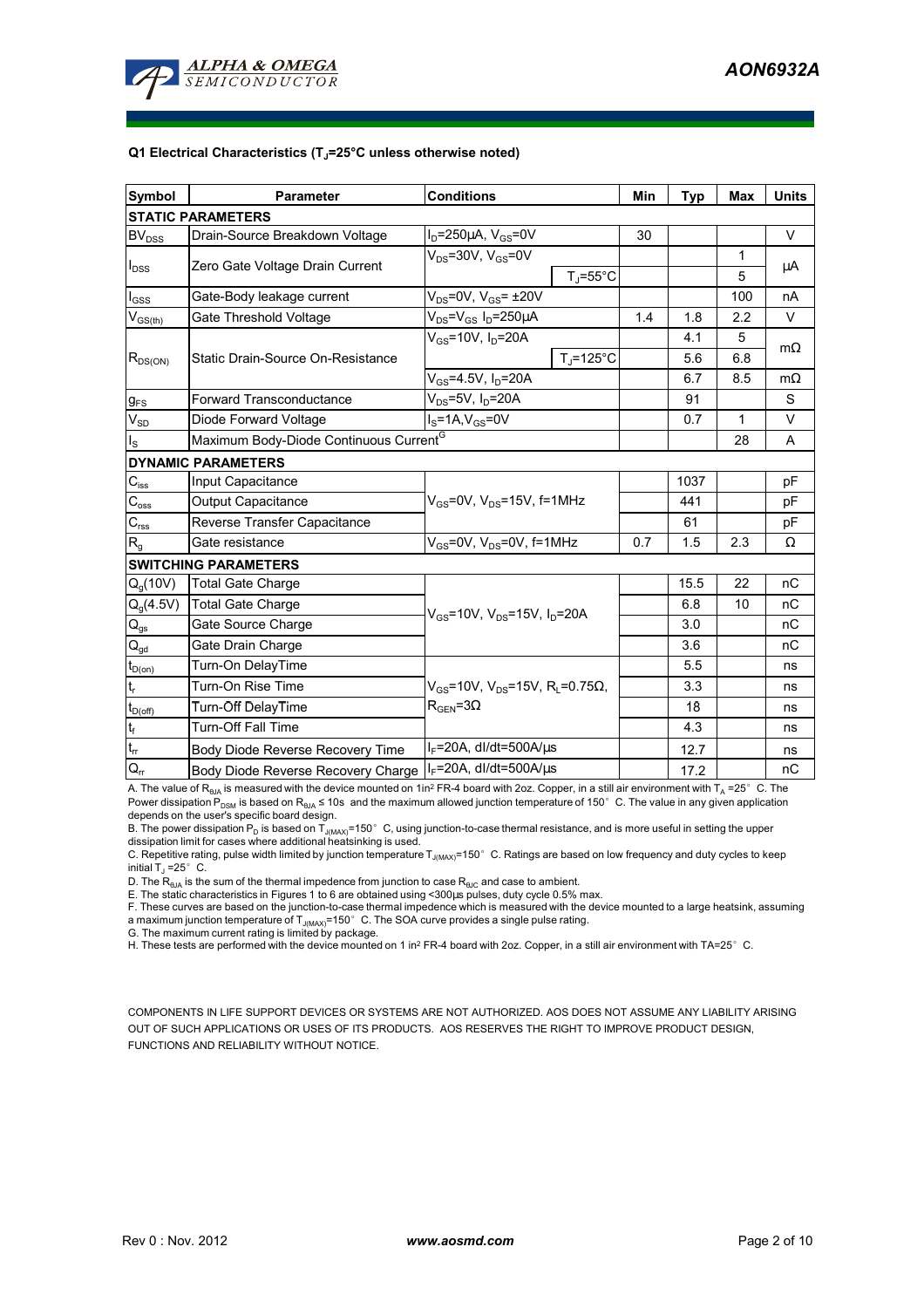**Q1 Electrical Characteristics ($T_J$=25°C unless otherwise noted)**

| Symbol | Parameter | Conditions | | Min | Typ | Max | Units |
|---|---|---|---|---|---|---|---|
| **STATIC PARAMETERS** | | | | | | | |
| $BV_{DSS}$ | Drain-Source Breakdown Voltage | $I_D$=250µA, $V_{GS}$=0V | | 30 | | | V |
| $I_{DSS}$ | Zero Gate Voltage Drain Current | $V_{DS}$=30V, $V_{GS}$=0V | | | | 1 | µA |
| | | | $T_J$=55°C | | | 5 | |
| $I_{GSS}$ | Gate-Body leakage current | $V_{DS}$=0V, $V_{GS}$= ±20V | | | | 100 | nA |
| $V_{GS(th)}$ | Gate Threshold Voltage | $V_{DS}$=$V_{GS}$ $I_D$=250µA | | 1.4 | 1.8 | 2.2 | V |
| $R_{DS(ON)}$ | Static Drain-Source On-Resistance | $V_{GS}$=10V, $I_D$=20A | | | 4.1 | 5 | mΩ |
| | | | $T_J$=125°C | | 5.6 | 6.8 | |
| | | $V_{GS}$=4.5V, $I_D$=20A | | | 6.7 | 8.5 | mΩ |
| $g_{FS}$ | Forward Transconductance | $V_{DS}$=5V, $I_D$=20A | | | 91 | | S |
| $V_{SD}$ | Diode Forward Voltage | $I_S$=1A,$V_{GS}$=0V | | | 0.7 | 1 | V |
| $I_S$ | Maximum Body-Diode Continuous Current[G] | | | | | 28 | A |
| **DYNAMIC PARAMETERS** | | | | | | | |
| $C_{iss}$ | Input Capacitance | $V_{GS}$=0V, $V_{DS}$=15V, f=1MHz | | | 1037 | | pF |
| $C_{oss}$ | Output Capacitance | | | | 441 | | pF |
| $C_{rss}$ | Reverse Transfer Capacitance | | | | 61 | | pF |
| $R_g$ | Gate resistance | $V_{GS}$=0V, $V_{DS}$=0V, f=1MHz | | 0.7 | 1.5 | 2.3 | Ω |
| **SWITCHING PARAMETERS** | | | | | | | |
| $Q_g$(10V) | Total Gate Charge | $V_{GS}$=10V, $V_{DS}$=15V, $I_D$=20A | | | 15.5 | 22 | nC |
| $Q_g$(4.5V) | Total Gate Charge | | | | 6.8 | 10 | nC |
| $Q_{gs}$ | Gate Source Charge | | | | 3.0 | | nC |
| $Q_{gd}$ | Gate Drain Charge | | | | 3.6 | | nC |
| $t_{D(on)}$ | Turn-On DelayTime | $V_{GS}$=10V, $V_{DS}$=15V, $R_L$=0.75Ω, $R_{GEN}$=3Ω | | | 5.5 | | ns |
| $t_r$ | Turn-On Rise Time | | | | 3.3 | | ns |
| $t_{D(off)}$ | Turn-Off DelayTime | | | | 18 | | ns |
| $t_f$ | Turn-Off Fall Time | | | | 4.3 | | ns |
| $t_{rr}$ | Body Diode Reverse Recovery Time | $I_F$=20A, dI/dt=500A/µs | | | 12.7 | | ns |
| $Q_{rr}$ | Body Diode Reverse Recovery Charge | $I_F$=20A, dI/dt=500A/µs | | | 17.2 | | nC |

A. The value of $R_{\theta JA}$ is measured with the device mounted on 1in² FR-4 board with 2oz. Copper, in a still air environment with $T_A$ =25°C. The Power dissipation $P_{DSM}$ is based on $R_{\theta JA}$ ≤ 10s and the maximum allowed junction temperature of 150°C. The value in any given application depends on the user's specific board design.

B. The power dissipation $P_D$ is based on $T_{J(MAX)}$=150°C, using junction-to-case thermal resistance, and is more useful in setting the upper dissipation limit for cases where additional heatsinking is used.

C. Repetitive rating, pulse width limited by junction temperature $T_{J(MAX)}$=150°C. Ratings are based on low frequency and duty cycles to keep initial $T_J$ =25°C.

D. The $R_{\theta JA}$ is the sum of the thermal impedence from junction to case $R_{\theta JC}$ and case to ambient.

E. The static characteristics in Figures 1 to 6 are obtained using <300µs pulses, duty cycle 0.5% max.

F. These curves are based on the junction-to-case thermal impedence which is measured with the device mounted to a large heatsink, assuming a maximum junction temperature of $T_{J(MAX)}$=150°C. The SOA curve provides a single pulse rating.

G. The maximum current rating is limited by package.

H. These tests are performed with the device mounted on 1 in² FR-4 board with 2oz. Copper, in a still air environment with TA=25°C.

COMPONENTS IN LIFE SUPPORT DEVICES OR SYSTEMS ARE NOT AUTHORIZED. AOS DOES NOT ASSUME ANY LIABILITY ARISING OUT OF SUCH APPLICATIONS OR USES OF ITS PRODUCTS. AOS RESERVES THE RIGHT TO IMPROVE PRODUCT DESIGN, FUNCTIONS AND RELIABILITY WITHOUT NOTICE.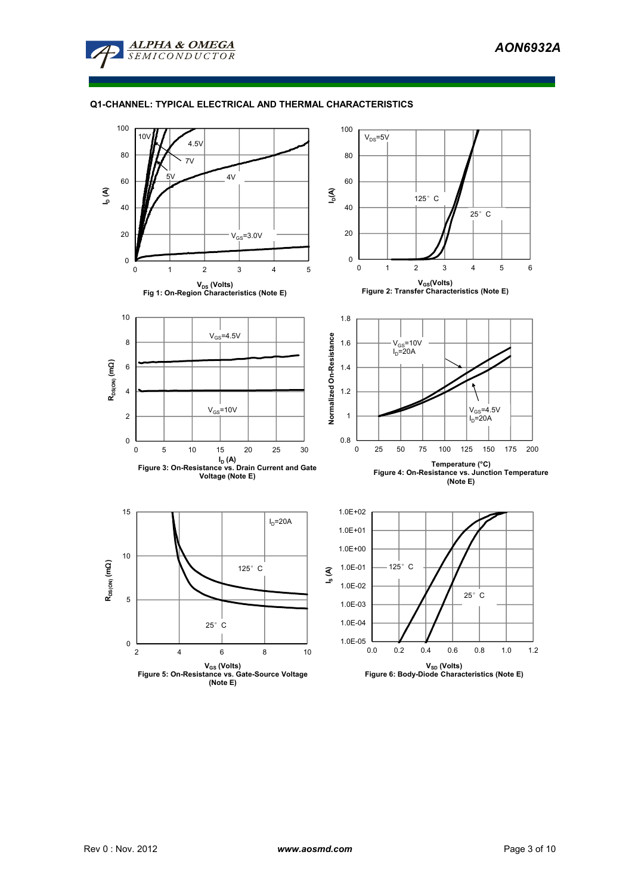### Q1-CHANNEL: TYPICAL ELECTRICAL AND THERMAL CHARACTERISTICS

Fig 1: On-Region Characteristics (Note E)

Figure 2: Transfer Characteristics (Note E)

Figure 3: On-Resistance vs. Drain Current and Gate Voltage (Note E)

Figure 4: On-Resistance vs. Junction Temperature (Note E)

Figure 5: On-Resistance vs. Gate-Source Voltage (Note E)

Figure 6: Body-Diode Characteristics (Note E)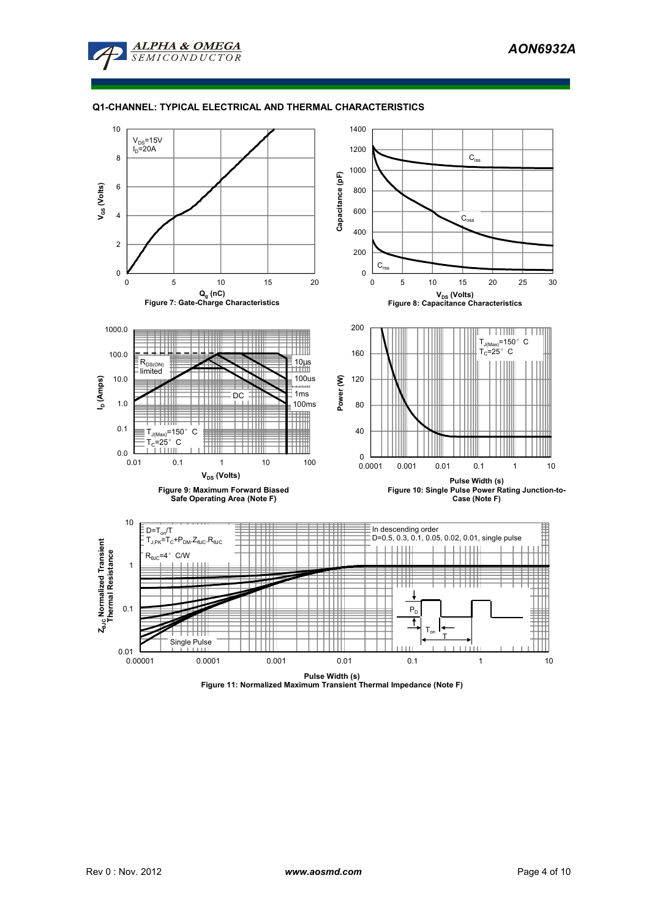## Q1-CHANNEL: TYPICAL ELECTRICAL AND THERMAL CHARACTERISTICS

$V_{DS}$=15V
$I_D$=20A

**Figure 7: Gate-Charge Characteristics**

**Figure 8: Capacitance Characteristics**

**Figure 9: Maximum Forward Biased Safe Operating Area (Note F)**

**Figure 10: Single Pulse Power Rating Junction-to-Case (Note F)**

$D=T_{on}/T$
$T_{J,PK}=T_C+P_{DM}.Z_{\theta JC}.R_{\theta JC}$
$R_{\theta JC}$=4°C/W

In descending order
D=0.5, 0.3, 0.1, 0.05, 0.02, 0.01, single pulse

**Figure 11: Normalized Maximum Transient Thermal Impedance (Note F)**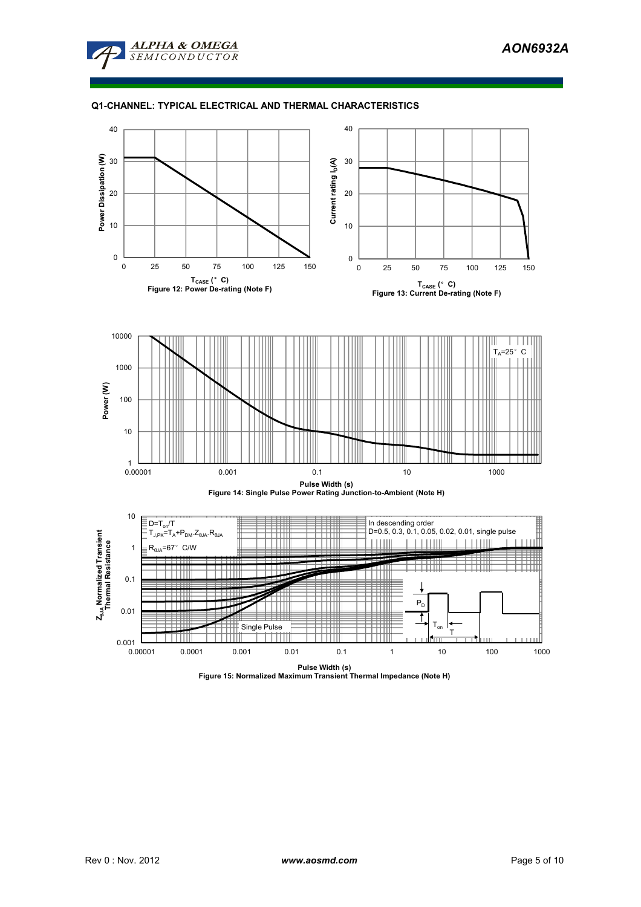## Q1-CHANNEL: TYPICAL ELECTRICAL AND THERMAL CHARACTERISTICS

Figure 12: Power De-rating (Note F)

Figure 13: Current De-rating (Note F)

Figure 14: Single Pulse Power Rating Junction-to-Ambient (Note H)

Figure 15: Normalized Maximum Transient Thermal Impedance (Note H)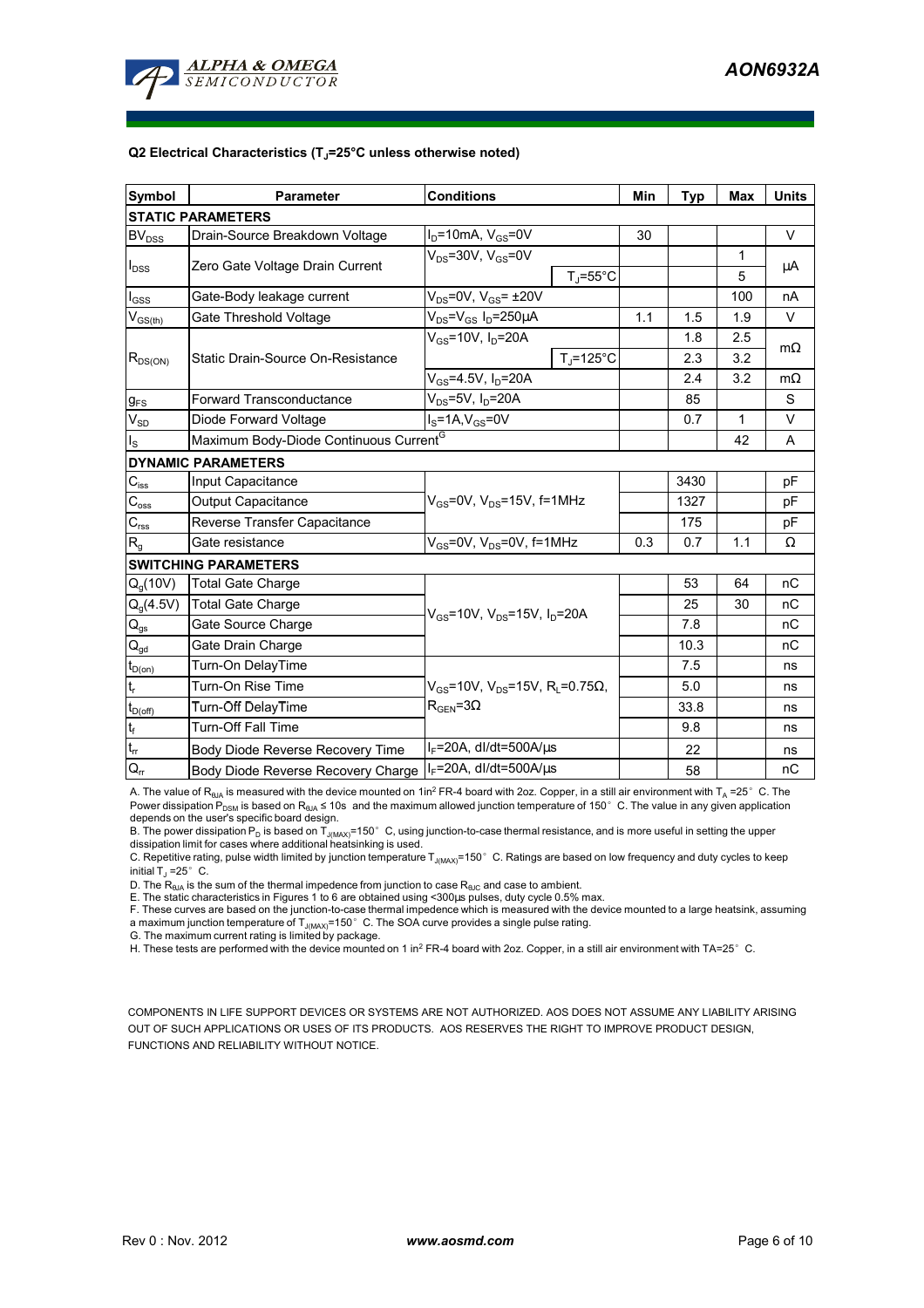### Q2 Electrical Characteristics ($T_J$=25°C unless otherwise noted)

| Symbol | Parameter | Conditions | | Min | Typ | Max | Units |
|---|---|---|---|---|---|---|---|
| **STATIC PARAMETERS** | | | | | | | |
| $BV_{DSS}$ | Drain-Source Breakdown Voltage | $I_D$=10mA, $V_{GS}$=0V | | 30 | | | V |
| $I_{DSS}$ | Zero Gate Voltage Drain Current | $V_{DS}$=30V, $V_{GS}$=0V | | | | 1 | µA |
| | | | $T_J$=55°C | | | 5 | |
| $I_{GSS}$ | Gate-Body leakage current | $V_{DS}$=0V, $V_{GS}$= ±20V | | | | 100 | nA |
| $V_{GS(th)}$ | Gate Threshold Voltage | $V_{DS}$=$V_{GS}$ $I_D$=250µA | | 1.1 | 1.5 | 1.9 | V |
| $R_{DS(ON)}$ | Static Drain-Source On-Resistance | $V_{GS}$=10V, $I_D$=20A | | | 1.8 | 2.5 | mΩ |
| | | | $T_J$=125°C | | 2.3 | 3.2 | |
| | | $V_{GS}$=4.5V, $I_D$=20A | | | 2.4 | 3.2 | mΩ |
| $g_{FS}$ | Forward Transconductance | $V_{DS}$=5V, $I_D$=20A | | | 85 | | S |
| $V_{SD}$ | Diode Forward Voltage | $I_S$=1A,$V_{GS}$=0V | | | 0.7 | 1 | V |
| $I_S$ | Maximum Body-Diode Continuous Current[G] | | | | | 42 | A |
| **DYNAMIC PARAMETERS** | | | | | | | |
| $C_{iss}$ | Input Capacitance | $V_{GS}$=0V, $V_{DS}$=15V, f=1MHz | | | 3430 | | pF |
| $C_{oss}$ | Output Capacitance | | | | 1327 | | pF |
| $C_{rss}$ | Reverse Transfer Capacitance | | | | 175 | | pF |
| $R_g$ | Gate resistance | $V_{GS}$=0V, $V_{DS}$=0V, f=1MHz | | 0.3 | 0.7 | 1.1 | Ω |
| **SWITCHING PARAMETERS** | | | | | | | |
| $Q_g$(10V) | Total Gate Charge | $V_{GS}$=10V, $V_{DS}$=15V, $I_D$=20A | | | 53 | 64 | nC |
| $Q_g$(4.5V) | Total Gate Charge | | | | 25 | 30 | nC |
| $Q_{gs}$ | Gate Source Charge | | | | 7.8 | | nC |
| $Q_{gd}$ | Gate Drain Charge | | | | 10.3 | | nC |
| $t_{D(on)}$ | Turn-On DelayTime | $V_{GS}$=10V, $V_{DS}$=15V, $R_L$=0.75Ω, $R_{GEN}$=3Ω | | | 7.5 | | ns |
| $t_r$ | Turn-On Rise Time | | | | 5.0 | | ns |
| $t_{D(off)}$ | Turn-Off DelayTime | | | | 33.8 | | ns |
| $t_f$ | Turn-Off Fall Time | | | | 9.8 | | ns |
| $t_{rr}$ | Body Diode Reverse Recovery Time | $I_F$=20A, dI/dt=500A/µs | | | 22 | | ns |
| $Q_{rr}$ | Body Diode Reverse Recovery Charge | $I_F$=20A, dI/dt=500A/µs | | | 58 | | nC |

A. The value of $R_{\theta JA}$ is measured with the device mounted on 1in² FR-4 board with 2oz. Copper, in a still air environment with $T_A$ =25°C. The Power dissipation $P_{DSM}$ is based on $R_{\theta JA}$ ≤ 10s and the maximum allowed junction temperature of 150°C. The value in any given application depends on the user's specific board design.
B. The power dissipation $P_D$ is based on $T_{J(MAX)}$=150°C, using junction-to-case thermal resistance, and is more useful in setting the upper dissipation limit for cases where additional heatsinking is used.
C. Repetitive rating, pulse width limited by junction temperature $T_{J(MAX)}$=150°C. Ratings are based on low frequency and duty cycles to keep initial $T_J$ =25°C.
D. The $R_{\theta JA}$ is the sum of the thermal impedence from junction to case $R_{\theta JC}$ and case to ambient.
E. The static characteristics in Figures 1 to 6 are obtained using <300µs pulses, duty cycle 0.5% max.
F. These curves are based on the junction-to-case thermal impedence which is measured with the device mounted to a large heatsink, assuming a maximum junction temperature of $T_{J(MAX)}$=150°C. The SOA curve provides a single pulse rating.
G. The maximum current rating is limited by package.
H. These tests are performed with the device mounted on 1 in² FR-4 board with 2oz. Copper, in a still air environment with TA=25°C.

COMPONENTS IN LIFE SUPPORT DEVICES OR SYSTEMS ARE NOT AUTHORIZED. AOS DOES NOT ASSUME ANY LIABILITY ARISING OUT OF SUCH APPLICATIONS OR USES OF ITS PRODUCTS. AOS RESERVES THE RIGHT TO IMPROVE PRODUCT DESIGN, FUNCTIONS AND RELIABILITY WITHOUT NOTICE.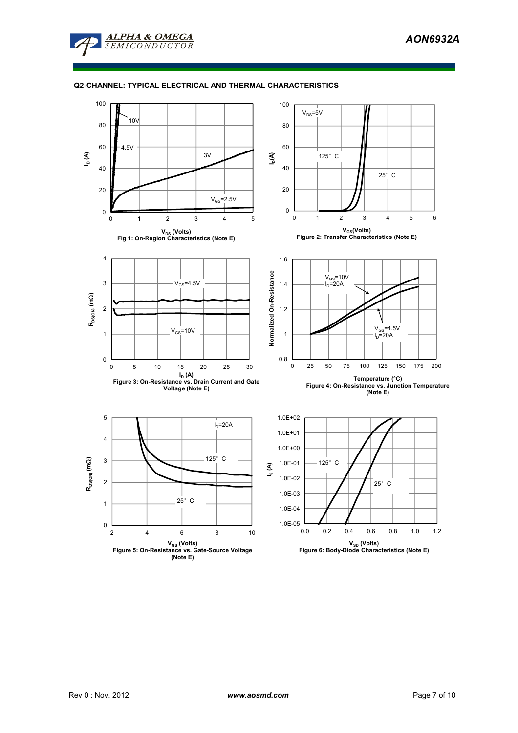## Q2-CHANNEL: TYPICAL ELECTRICAL AND THERMAL CHARACTERISTICS

Fig 1: On-Region Characteristics (Note E)

Figure 2: Transfer Characteristics (Note E)

Figure 3: On-Resistance vs. Drain Current and Gate Voltage (Note E)

Figure 4: On-Resistance vs. Junction Temperature (Note E)

Figure 5: On-Resistance vs. Gate-Source Voltage (Note E)

Figure 6: Body-Diode Characteristics (Note E)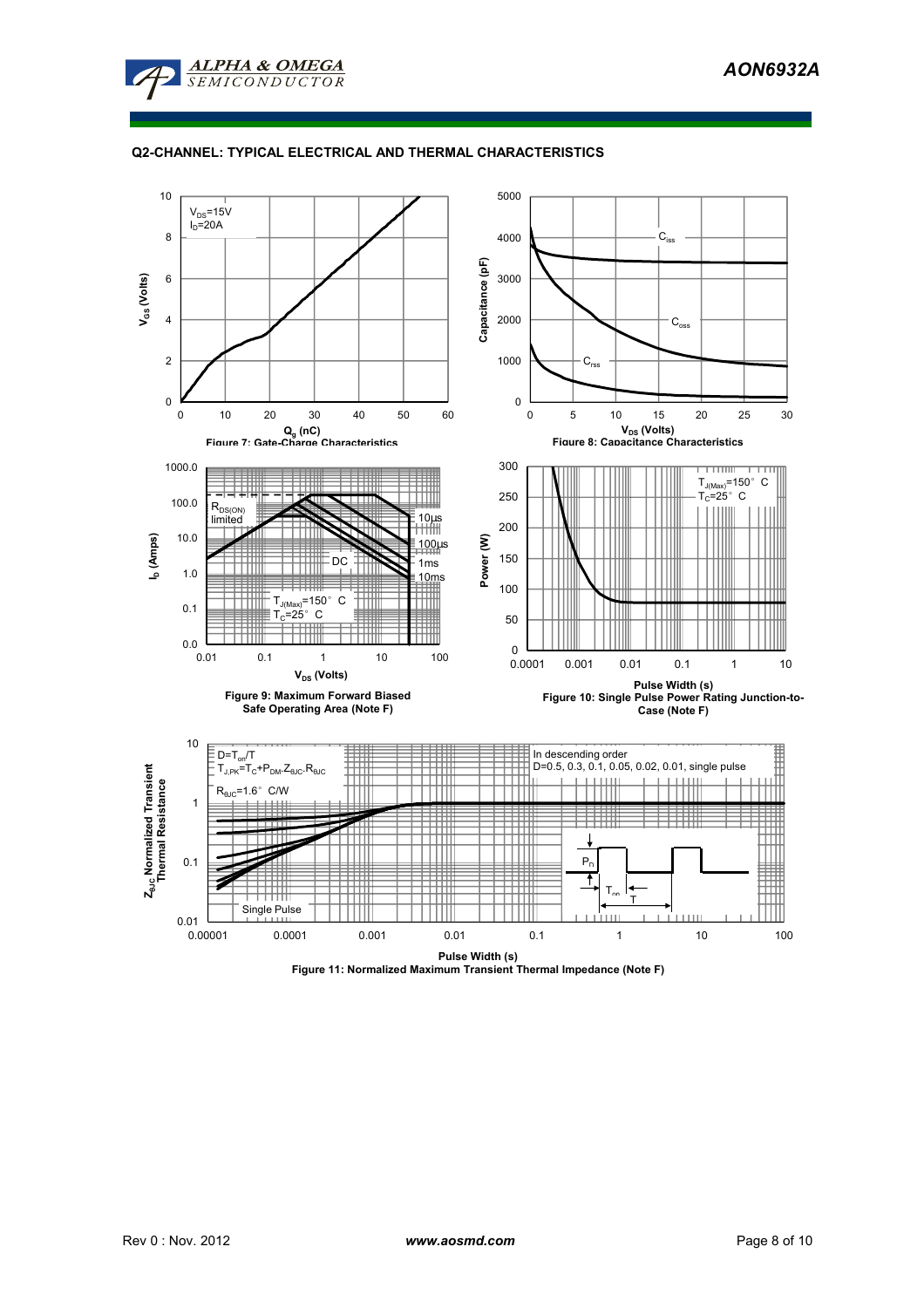## Q2-CHANNEL: TYPICAL ELECTRICAL AND THERMAL CHARACTERISTICS

$V_{DS}$=15V
$I_D$=20A

$V_{GS}$ (Volts)

$Q_g$ (nC)

Figure 7: Gate-Charge Characteristics

$C_{iss}$

$C_{oss}$

$C_{rss}$

Capacitance (pF)

$V_{DS}$ (Volts)

Figure 8: Capacitance Characteristics

$R_{DS(ON)}$ limited

10µs

100µs

1ms

10ms

DC

$T_{J(Max)}$=150° C
$T_C$=25° C

$I_D$ (Amps)

$V_{DS}$ (Volts)

Figure 9: Maximum Forward Biased Safe Operating Area (Note F)

$T_{J(Max)}$=150° C
$T_C$=25° C

Power (W)

Pulse Width (s)

Figure 10: Single Pulse Power Rating Junction-to-Case (Note F)

$D=T_{on}/T$
$T_{J,PK}=T_C+P_{DM}.Z_{\theta JC}.R_{\theta JC}$

$R_{\theta JC}$=1.6° C/W

In descending order
D=0.5, 0.3, 0.1, 0.05, 0.02, 0.01, single pulse

Single Pulse

$P_D$

$T_{on}$

T

$Z_{\theta JC}$ Normalized Transient Thermal Resistance

Pulse Width (s)

Figure 11: Normalized Maximum Transient Thermal Impedance (Note F)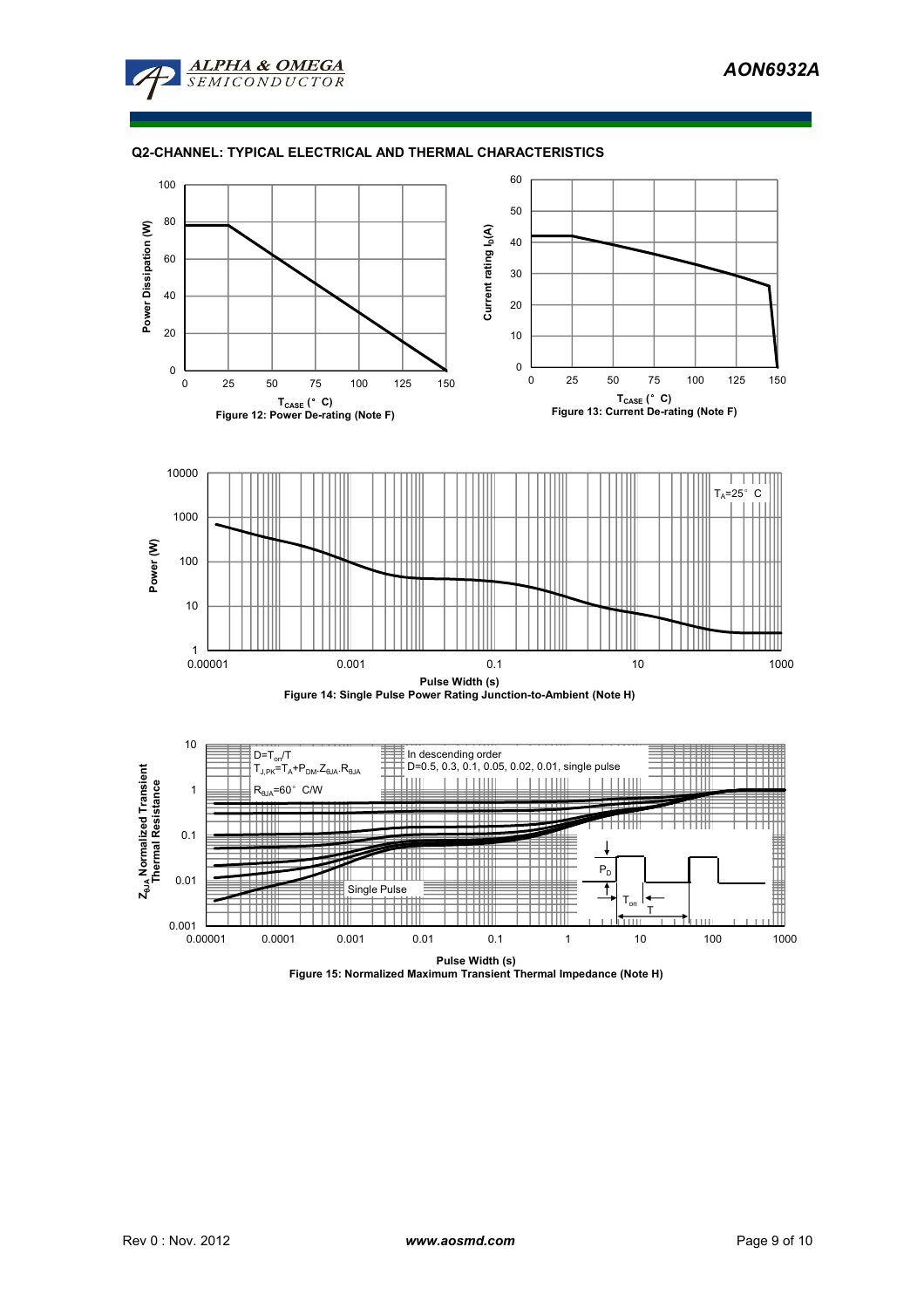## Q2-CHANNEL: TYPICAL ELECTRICAL AND THERMAL CHARACTERISTICS

Power Dissipation (W)

$T_{CASE}$ (°C)

**Figure 12: Power De-rating (Note F)**

Current rating $I_D$(A)

$T_{CASE}$ (°C)

**Figure 13: Current De-rating (Note F)**

$T_A$=25°C

Power (W)

Pulse Width (s)

**Figure 14: Single Pulse Power Rating Junction-to-Ambient (Note H)**

$D=T_{on}/T$

$T_{J,PK}=T_A+P_{DM}.Z_{\theta JA}.R_{\theta JA}$

$R_{\theta JA}$=60°C/W

In descending order

D=0.5, 0.3, 0.1, 0.05, 0.02, 0.01, single pulse

Single Pulse

$Z_{\theta JA}$ Normalized Transient Thermal Resistance

Pulse Width (s)

**Figure 15: Normalized Maximum Transient Thermal Impedance (Note H)**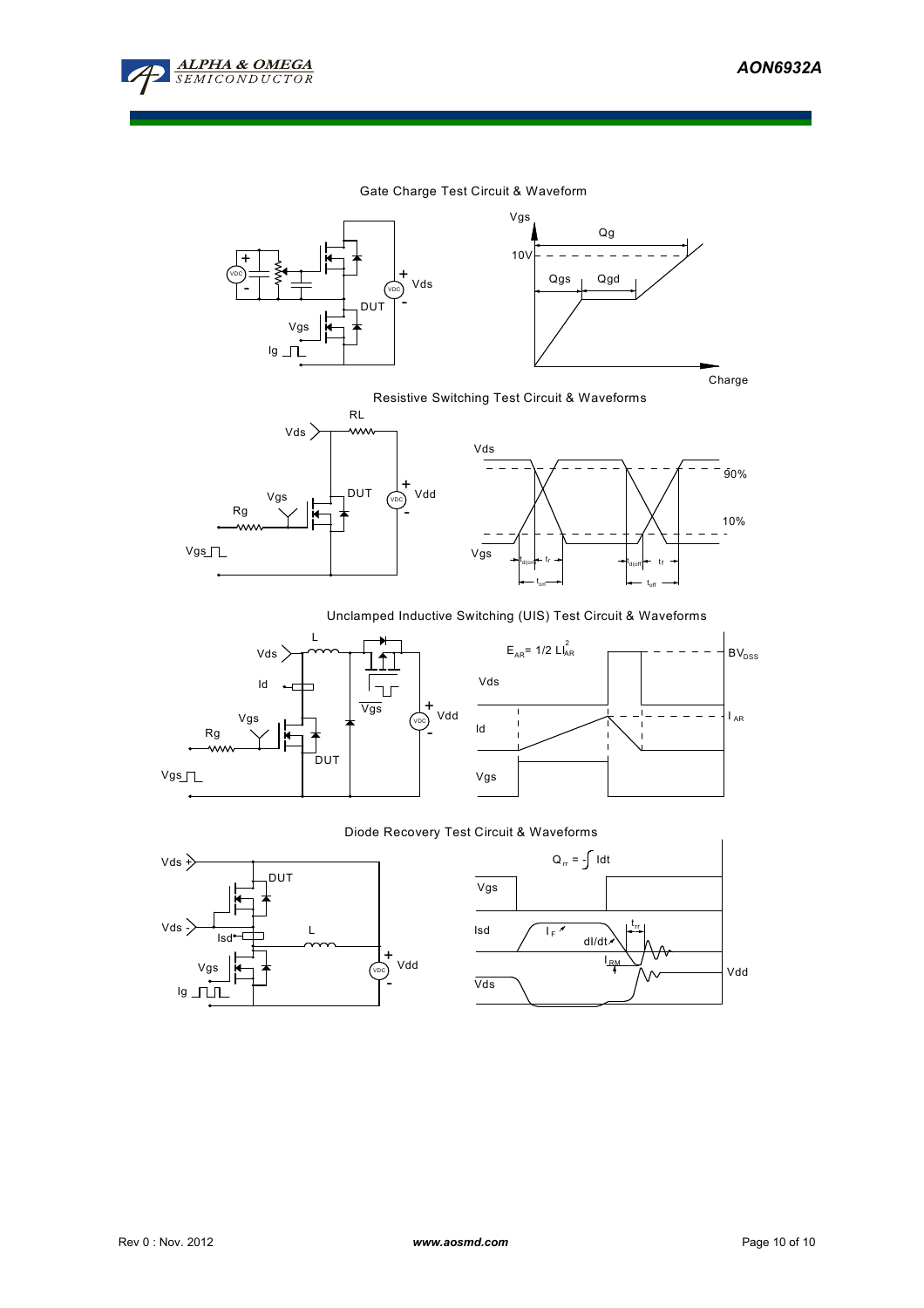## Gate Charge Test Circuit & Waveform

VDC

Vds

DUT

Vgs

Ig

Vgs

Qg

10V

Qgs

Qgd

Charge

## Resistive Switching Test Circuit & Waveforms

RL

Vds

Vgs

DUT

Rg

Vdd

Vgs

Vds

90%

10%

Vgs

$t_{d(on)}$ $t_r$

$t_{on}$

$t_{d(off)}$ $t_f$

$t_{off}$

## Unclamped Inductive Switching (UIS) Test Circuit & Waveforms

L

Vds

Id

Vgs

Vgs

Rg

DUT

Vdd

Vgs

$E_{AR} = 1/2\ LI_{AR}^2$

$BV_{DSS}$

Vds

Id

$I_{AR}$

Vgs

## Diode Recovery Test Circuit & Waveforms

Vds +

DUT

Vds -

Isd

L

Vgs

Vdd

Ig

$Q_{rr} = -\int Idt$

Vgs

Isd

$I_F$

dI/dt

$t_{rr}$

$I_{RM}$

Vds

Vdd

Rev 0 : Nov. 2012

www.aosmd.com